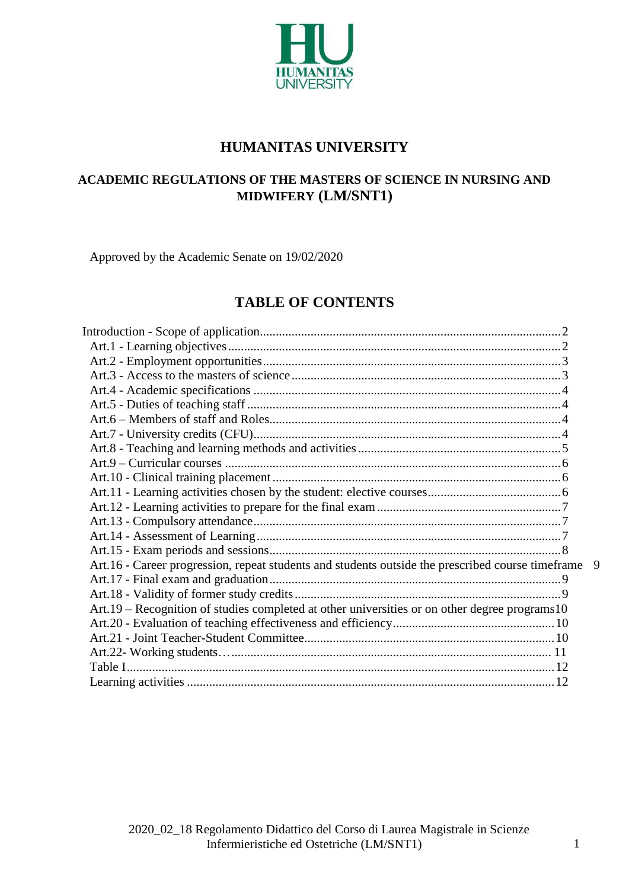HUMANITAS UNIVERSITY

# HUMANITAS UNIVERSITY

## ACADEMIC REGULATIONS OF THE MASTERS OF SCIENCE IN NURSING AND MIDWIFERY (LM/SNT1)

Approved by the Academic Senate on 19/02/2020

## TABLE OF CONTENTS

- Introduction - Scope of application ..... 2
  - Art.1 - Learning objectives ..... 2
  - Art.2 - Employment opportunities ..... 3
  - Art.3 - Access to the masters of science ..... 3
  - Art.4 - Academic specifications ..... 4
  - Art.5 - Duties of teaching staff ..... 4
  - Art.6 – Members of staff and Roles ..... 4
  - Art.7 - University credits (CFU) ..... 4
  - Art.8 - Teaching and learning methods and activities ..... 5
  - Art.9 – Curricular courses ..... 6
  - Art.10 - Clinical training placement ..... 6
  - Art.11 - Learning activities chosen by the student: elective courses ..... 6
  - Art.12 - Learning activities to prepare for the final exam ..... 7
  - Art.13 - Compulsory attendance ..... 7
  - Art.14 - Assessment of Learning ..... 7
  - Art.15 - Exam periods and sessions ..... 8
  - Art.16 - Career progression, repeat students and students outside the prescribed course timeframe ..... 9
  - Art.17 - Final exam and graduation ..... 9
  - Art.18 - Validity of former study credits ..... 9
  - Art.19 – Recognition of studies completed at other universities or on other degree programs ..... 10
  - Art.20 - Evaluation of teaching effectiveness and efficiency ..... 10
  - Art.21 - Joint Teacher-Student Committee ..... 10
  - Art.22- Working students… ..... 11
  - Table I ..... 12
  - Learning activities ..... 12

2020_02_18 Regolamento Didattico del Corso di Laurea Magistrale in Scienze Infermieristiche ed Ostetriche (LM/SNT1)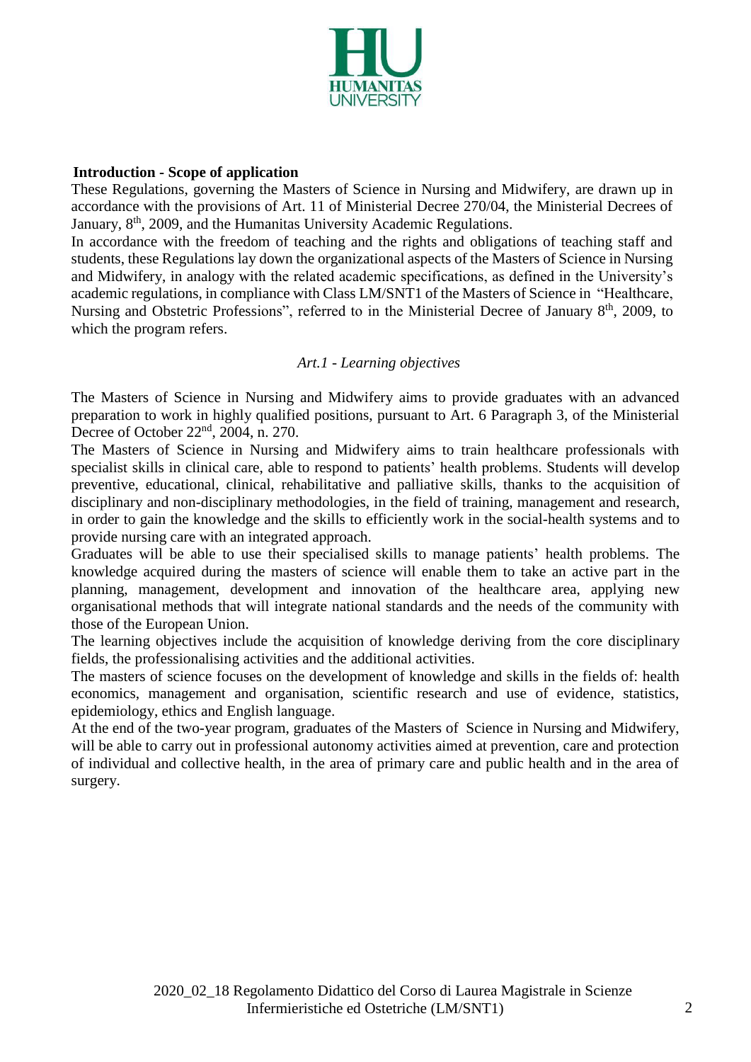**Introduction - Scope of application**

These Regulations, governing the Masters of Science in Nursing and Midwifery, are drawn up in accordance with the provisions of Art. 11 of Ministerial Decree 270/04, the Ministerial Decrees of January, 8th, 2009, and the Humanitas University Academic Regulations.

In accordance with the freedom of teaching and the rights and obligations of teaching staff and students, these Regulations lay down the organizational aspects of the Masters of Science in Nursing and Midwifery, in analogy with the related academic specifications, as defined in the University's academic regulations, in compliance with Class LM/SNT1 of the Masters of Science in "Healthcare, Nursing and Obstetric Professions", referred to in the Ministerial Decree of January 8th, 2009, to which the program refers.

## *Art.1 - Learning objectives*

The Masters of Science in Nursing and Midwifery aims to provide graduates with an advanced preparation to work in highly qualified positions, pursuant to Art. 6 Paragraph 3, of the Ministerial Decree of October 22nd, 2004, n. 270.

The Masters of Science in Nursing and Midwifery aims to train healthcare professionals with specialist skills in clinical care, able to respond to patients' health problems. Students will develop preventive, educational, clinical, rehabilitative and palliative skills, thanks to the acquisition of disciplinary and non-disciplinary methodologies, in the field of training, management and research, in order to gain the knowledge and the skills to efficiently work in the social-health systems and to provide nursing care with an integrated approach.

Graduates will be able to use their specialised skills to manage patients' health problems. The knowledge acquired during the masters of science will enable them to take an active part in the planning, management, development and innovation of the healthcare area, applying new organisational methods that will integrate national standards and the needs of the community with those of the European Union.

The learning objectives include the acquisition of knowledge deriving from the core disciplinary fields, the professionalising activities and the additional activities.

The masters of science focuses on the development of knowledge and skills in the fields of: health economics, management and organisation, scientific research and use of evidence, statistics, epidemiology, ethics and English language.

At the end of the two-year program, graduates of the Masters of Science in Nursing and Midwifery, will be able to carry out in professional autonomy activities aimed at prevention, care and protection of individual and collective health, in the area of primary care and public health and in the area of surgery.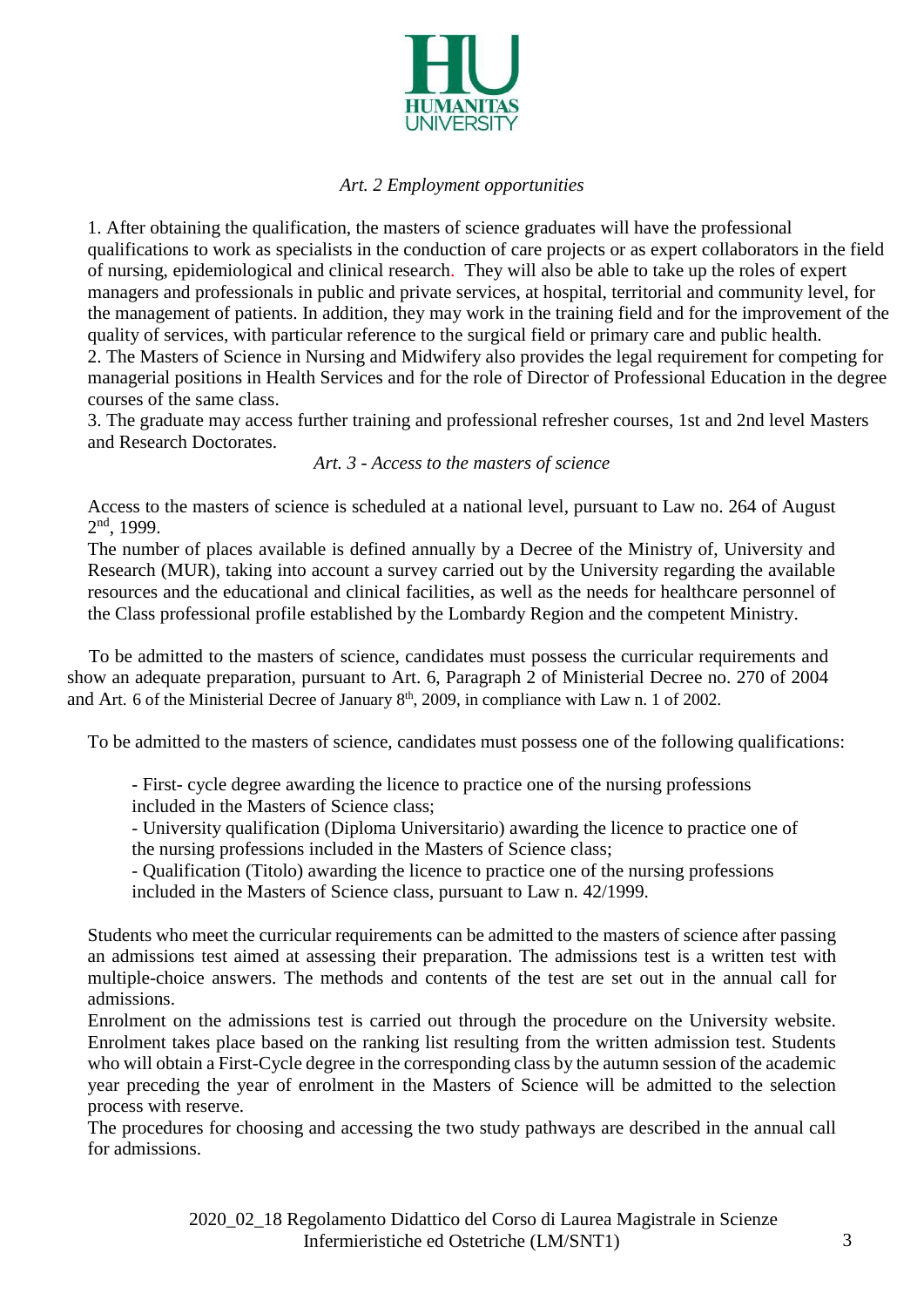*Art. 2 Employment opportunities*

1. After obtaining the qualification, the masters of science graduates will have the professional qualifications to work as specialists in the conduction of care projects or as expert collaborators in the field of nursing, epidemiological and clinical research. They will also be able to take up the roles of expert managers and professionals in public and private services, at hospital, territorial and community level, for the management of patients. In addition, they may work in the training field and for the improvement of the quality of services, with particular reference to the surgical field or primary care and public health.
2. The Masters of Science in Nursing and Midwifery also provides the legal requirement for competing for managerial positions in Health Services and for the role of Director of Professional Education in the degree courses of the same class.
3. The graduate may access further training and professional refresher courses, 1st and 2nd level Masters and Research Doctorates.

*Art. 3 - Access to the masters of science*

Access to the masters of science is scheduled at a national level, pursuant to Law no. 264 of August 2nd, 1999.

The number of places available is defined annually by a Decree of the Ministry of, University and Research (MUR), taking into account a survey carried out by the University regarding the available resources and the educational and clinical facilities, as well as the needs for healthcare personnel of the Class professional profile established by the Lombardy Region and the competent Ministry.

To be admitted to the masters of science, candidates must possess the curricular requirements and show an adequate preparation, pursuant to Art. 6, Paragraph 2 of Ministerial Decree no. 270 of 2004 and Art. 6 of the Ministerial Decree of January 8th, 2009, in compliance with Law n. 1 of 2002.

To be admitted to the masters of science, candidates must possess one of the following qualifications:

- First- cycle degree awarding the licence to practice one of the nursing professions included in the Masters of Science class;
- University qualification (Diploma Universitario) awarding the licence to practice one of the nursing professions included in the Masters of Science class;
- Qualification (Titolo) awarding the licence to practice one of the nursing professions included in the Masters of Science class, pursuant to Law n. 42/1999.

Students who meet the curricular requirements can be admitted to the masters of science after passing an admissions test aimed at assessing their preparation. The admissions test is a written test with multiple-choice answers. The methods and contents of the test are set out in the annual call for admissions.

Enrolment on the admissions test is carried out through the procedure on the University website. Enrolment takes place based on the ranking list resulting from the written admission test. Students who will obtain a First-Cycle degree in the corresponding class by the autumn session of the academic year preceding the year of enrolment in the Masters of Science will be admitted to the selection process with reserve.

The procedures for choosing and accessing the two study pathways are described in the annual call for admissions.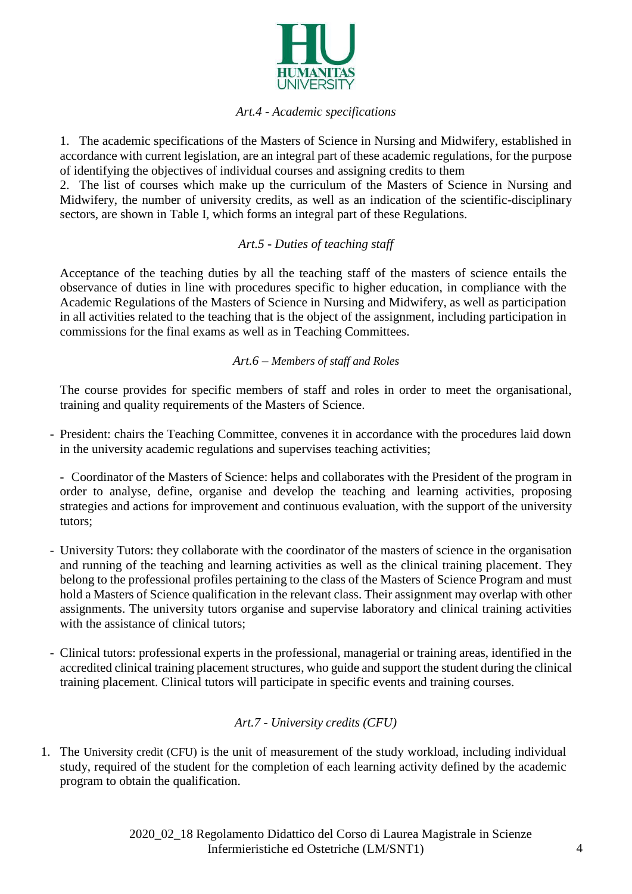*Art.4 - Academic specifications*

1. The academic specifications of the Masters of Science in Nursing and Midwifery, established in accordance with current legislation, are an integral part of these academic regulations, for the purpose of identifying the objectives of individual courses and assigning credits to them
2. The list of courses which make up the curriculum of the Masters of Science in Nursing and Midwifery, the number of university credits, as well as an indication of the scientific-disciplinary sectors, are shown in Table I, which forms an integral part of these Regulations.

*Art.5 - Duties of teaching staff*

Acceptance of the teaching duties by all the teaching staff of the masters of science entails the observance of duties in line with procedures specific to higher education, in compliance with the Academic Regulations of the Masters of Science in Nursing and Midwifery, as well as participation in all activities related to the teaching that is the object of the assignment, including participation in commissions for the final exams as well as in Teaching Committees.

*Art.6 – Members of staff and Roles*

The course provides for specific members of staff and roles in order to meet the organisational, training and quality requirements of the Masters of Science.

- President: chairs the Teaching Committee, convenes it in accordance with the procedures laid down in the university academic regulations and supervises teaching activities;

- Coordinator of the Masters of Science: helps and collaborates with the President of the program in order to analyse, define, organise and develop the teaching and learning activities, proposing strategies and actions for improvement and continuous evaluation, with the support of the university tutors;

- University Tutors: they collaborate with the coordinator of the masters of science in the organisation and running of the teaching and learning activities as well as the clinical training placement. They belong to the professional profiles pertaining to the class of the Masters of Science Program and must hold a Masters of Science qualification in the relevant class. Their assignment may overlap with other assignments. The university tutors organise and supervise laboratory and clinical training activities with the assistance of clinical tutors;

- Clinical tutors: professional experts in the professional, managerial or training areas, identified in the accredited clinical training placement structures, who guide and support the student during the clinical training placement. Clinical tutors will participate in specific events and training courses.

*Art.7 - University credits (CFU)*

1. The University credit (CFU) is the unit of measurement of the study workload, including individual study, required of the student for the completion of each learning activity defined by the academic program to obtain the qualification.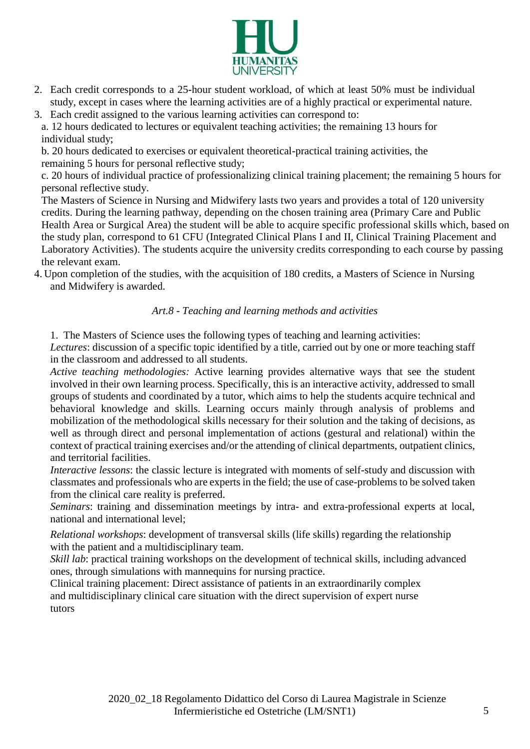2. Each credit corresponds to a 25-hour student workload, of which at least 50% must be individual study, except in cases where the learning activities are of a highly practical or experimental nature.
3. Each credit assigned to the various learning activities can correspond to:

   a. 12 hours dedicated to lectures or equivalent teaching activities; the remaining 13 hours for individual study;

   b. 20 hours dedicated to exercises or equivalent theoretical-practical training activities, the remaining 5 hours for personal reflective study;

   c. 20 hours of individual practice of professionalizing clinical training placement; the remaining 5 hours for personal reflective study.

   The Masters of Science in Nursing and Midwifery lasts two years and provides a total of 120 university credits. During the learning pathway, depending on the chosen training area (Primary Care and Public Health Area or Surgical Area) the student will be able to acquire specific professional skills which, based on the study plan, correspond to 61 CFU (Integrated Clinical Plans I and II, Clinical Training Placement and Laboratory Activities). The students acquire the university credits corresponding to each course by passing the relevant exam.
4. Upon completion of the studies, with the acquisition of 180 credits, a Masters of Science in Nursing and Midwifery is awarded.

### *Art.8 - Teaching and learning methods and activities*

1. The Masters of Science uses the following types of teaching and learning activities:

   *Lectures*: discussion of a specific topic identified by a title, carried out by one or more teaching staff in the classroom and addressed to all students.

   *Active teaching methodologies:* Active learning provides alternative ways that see the student involved in their own learning process. Specifically, this is an interactive activity, addressed to small groups of students and coordinated by a tutor, which aims to help the students acquire technical and behavioral knowledge and skills. Learning occurs mainly through analysis of problems and mobilization of the methodological skills necessary for their solution and the taking of decisions, as well as through direct and personal implementation of actions (gestural and relational) within the context of practical training exercises and/or the attending of clinical departments, outpatient clinics, and territorial facilities.

   *Interactive lessons*: the classic lecture is integrated with moments of self-study and discussion with classmates and professionals who are experts in the field; the use of case-problems to be solved taken from the clinical care reality is preferred.

   *Seminars*: training and dissemination meetings by intra- and extra-professional experts at local, national and international level;

   *Relational workshops*: development of transversal skills (life skills) regarding the relationship with the patient and a multidisciplinary team.

   *Skill lab*: practical training workshops on the development of technical skills, including advanced ones, through simulations with mannequins for nursing practice.

   Clinical training placement: Direct assistance of patients in an extraordinarily complex and multidisciplinary clinical care situation with the direct supervision of expert nurse tutors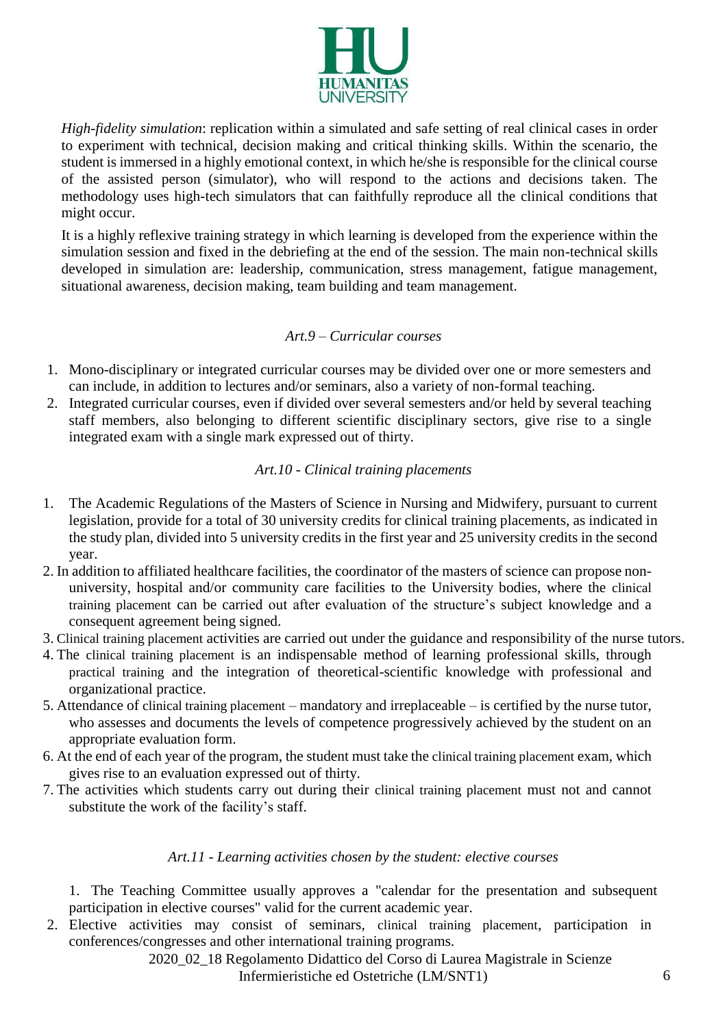*High-fidelity simulation*: replication within a simulated and safe setting of real clinical cases in order to experiment with technical, decision making and critical thinking skills. Within the scenario, the student is immersed in a highly emotional context, in which he/she is responsible for the clinical course of the assisted person (simulator), who will respond to the actions and decisions taken. The methodology uses high-tech simulators that can faithfully reproduce all the clinical conditions that might occur.

It is a highly reflexive training strategy in which learning is developed from the experience within the simulation session and fixed in the debriefing at the end of the session. The main non-technical skills developed in simulation are: leadership, communication, stress management, fatigue management, situational awareness, decision making, team building and team management.

### *Art.9 – Curricular courses*

1. Mono-disciplinary or integrated curricular courses may be divided over one or more semesters and can include, in addition to lectures and/or seminars, also a variety of non-formal teaching.
2. Integrated curricular courses, even if divided over several semesters and/or held by several teaching staff members, also belonging to different scientific disciplinary sectors, give rise to a single integrated exam with a single mark expressed out of thirty.

### *Art.10 - Clinical training placements*

1. The Academic Regulations of the Masters of Science in Nursing and Midwifery, pursuant to current legislation, provide for a total of 30 university credits for clinical training placements, as indicated in the study plan, divided into 5 university credits in the first year and 25 university credits in the second year.
2. In addition to affiliated healthcare facilities, the coordinator of the masters of science can propose non-university, hospital and/or community care facilities to the University bodies, where the clinical training placement can be carried out after evaluation of the structure's subject knowledge and a consequent agreement being signed.
3. Clinical training placement activities are carried out under the guidance and responsibility of the nurse tutors.
4. The clinical training placement is an indispensable method of learning professional skills, through practical training and the integration of theoretical-scientific knowledge with professional and organizational practice.
5. Attendance of clinical training placement – mandatory and irreplaceable – is certified by the nurse tutor, who assesses and documents the levels of competence progressively achieved by the student on an appropriate evaluation form.
6. At the end of each year of the program, the student must take the clinical training placement exam, which gives rise to an evaluation expressed out of thirty.
7. The activities which students carry out during their clinical training placement must not and cannot substitute the work of the facility's staff.

### *Art.11 - Learning activities chosen by the student: elective courses*

1. The Teaching Committee usually approves a "calendar for the presentation and subsequent participation in elective courses" valid for the current academic year.
2. Elective activities may consist of seminars, clinical training placement, participation in conferences/congresses and other international training programs.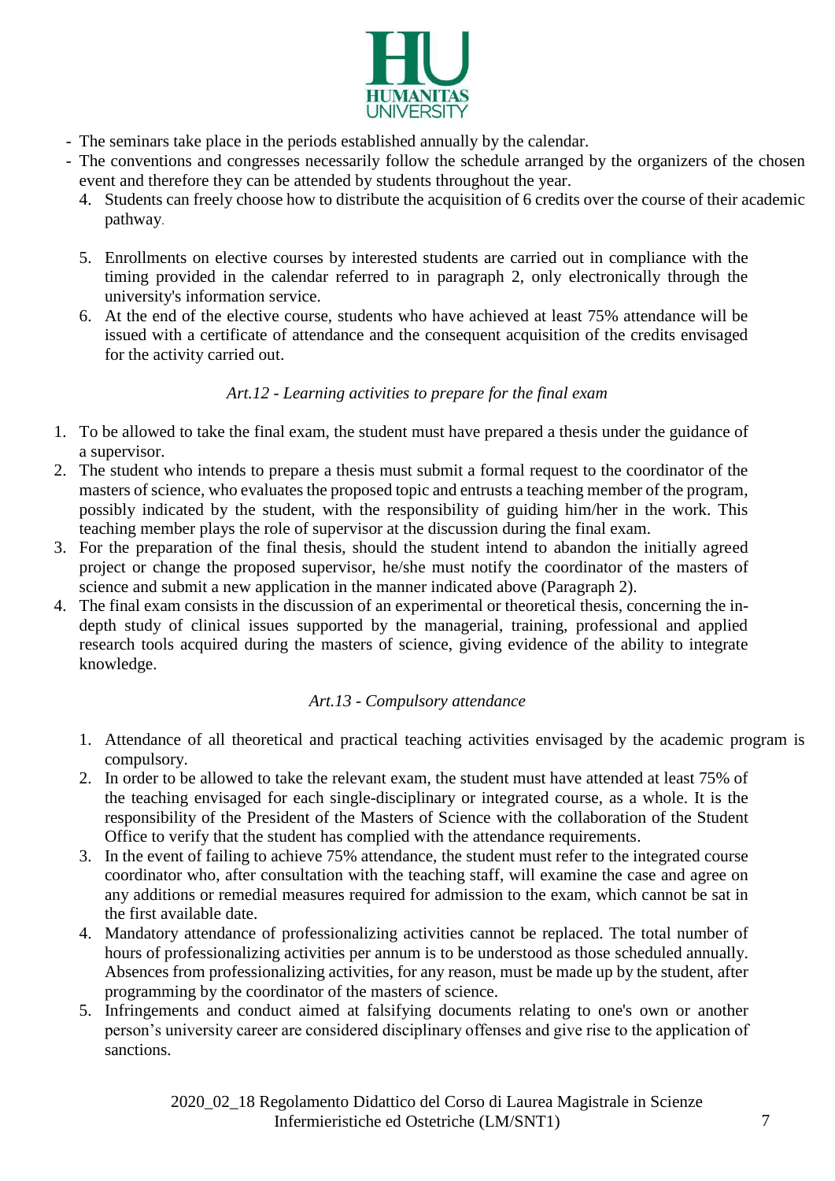- The seminars take place in the periods established annually by the calendar.
- The conventions and congresses necessarily follow the schedule arranged by the organizers of the chosen event and therefore they can be attended by students throughout the year.

4. Students can freely choose how to distribute the acquisition of 6 credits over the course of their academic pathway.
5. Enrollments on elective courses by interested students are carried out in compliance with the timing provided in the calendar referred to in paragraph 2, only electronically through the university's information service.
6. At the end of the elective course, students who have achieved at least 75% attendance will be issued with a certificate of attendance and the consequent acquisition of the credits envisaged for the activity carried out.

*Art.12 - Learning activities to prepare for the final exam*

1. To be allowed to take the final exam, the student must have prepared a thesis under the guidance of a supervisor.
2. The student who intends to prepare a thesis must submit a formal request to the coordinator of the masters of science, who evaluates the proposed topic and entrusts a teaching member of the program, possibly indicated by the student, with the responsibility of guiding him/her in the work. This teaching member plays the role of supervisor at the discussion during the final exam.
3. For the preparation of the final thesis, should the student intend to abandon the initially agreed project or change the proposed supervisor, he/she must notify the coordinator of the masters of science and submit a new application in the manner indicated above (Paragraph 2).
4. The final exam consists in the discussion of an experimental or theoretical thesis, concerning the in-depth study of clinical issues supported by the managerial, training, professional and applied research tools acquired during the masters of science, giving evidence of the ability to integrate knowledge.

*Art.13 - Compulsory attendance*

1. Attendance of all theoretical and practical teaching activities envisaged by the academic program is compulsory.
2. In order to be allowed to take the relevant exam, the student must have attended at least 75% of the teaching envisaged for each single-disciplinary or integrated course, as a whole. It is the responsibility of the President of the Masters of Science with the collaboration of the Student Office to verify that the student has complied with the attendance requirements.
3. In the event of failing to achieve 75% attendance, the student must refer to the integrated course coordinator who, after consultation with the teaching staff, will examine the case and agree on any additions or remedial measures required for admission to the exam, which cannot be sat in the first available date.
4. Mandatory attendance of professionalizing activities cannot be replaced. The total number of hours of professionalizing activities per annum is to be understood as those scheduled annually. Absences from professionalizing activities, for any reason, must be made up by the student, after programming by the coordinator of the masters of science.
5. Infringements and conduct aimed at falsifying documents relating to one's own or another person's university career are considered disciplinary offenses and give rise to the application of sanctions.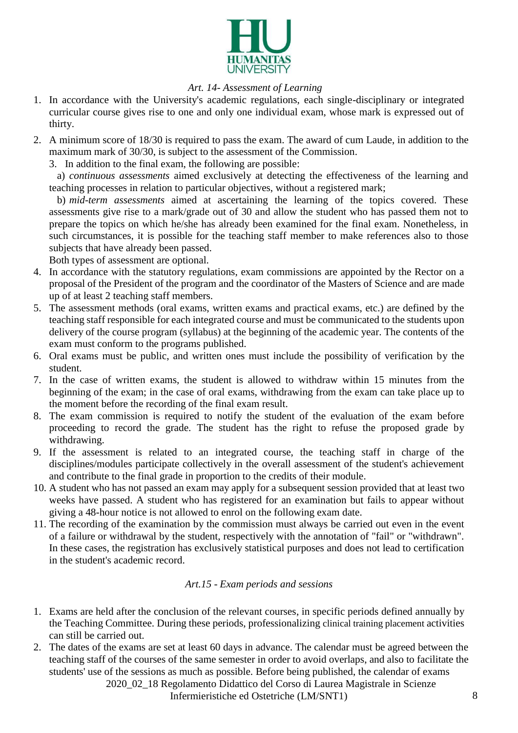*Art. 14- Assessment of Learning*

1. In accordance with the University's academic regulations, each single-disciplinary or integrated curricular course gives rise to one and only one individual exam, whose mark is expressed out of thirty.
2. A minimum score of 18/30 is required to pass the exam. The award of cum Laude, in addition to the maximum mark of 30/30, is subject to the assessment of the Commission.
3. In addition to the final exam, the following are possible:

   a) *continuous assessments* aimed exclusively at detecting the effectiveness of the learning and teaching processes in relation to particular objectives, without a registered mark;

   b) *mid-term assessments* aimed at ascertaining the learning of the topics covered. These assessments give rise to a mark/grade out of 30 and allow the student who has passed them not to prepare the topics on which he/she has already been examined for the final exam. Nonetheless, in such circumstances, it is possible for the teaching staff member to make references also to those subjects that have already been passed.

   Both types of assessment are optional.
4. In accordance with the statutory regulations, exam commissions are appointed by the Rector on a proposal of the President of the program and the coordinator of the Masters of Science and are made up of at least 2 teaching staff members.
5. The assessment methods (oral exams, written exams and practical exams, etc.) are defined by the teaching staff responsible for each integrated course and must be communicated to the students upon delivery of the course program (syllabus) at the beginning of the academic year. The contents of the exam must conform to the programs published.
6. Oral exams must be public, and written ones must include the possibility of verification by the student.
7. In the case of written exams, the student is allowed to withdraw within 15 minutes from the beginning of the exam; in the case of oral exams, withdrawing from the exam can take place up to the moment before the recording of the final exam result.
8. The exam commission is required to notify the student of the evaluation of the exam before proceeding to record the grade. The student has the right to refuse the proposed grade by withdrawing.
9. If the assessment is related to an integrated course, the teaching staff in charge of the disciplines/modules participate collectively in the overall assessment of the student's achievement and contribute to the final grade in proportion to the credits of their module.
10. A student who has not passed an exam may apply for a subsequent session provided that at least two weeks have passed. A student who has registered for an examination but fails to appear without giving a 48-hour notice is not allowed to enrol on the following exam date.
11. The recording of the examination by the commission must always be carried out even in the event of a failure or withdrawal by the student, respectively with the annotation of "fail" or "withdrawn". In these cases, the registration has exclusively statistical purposes and does not lead to certification in the student's academic record.

*Art.15 - Exam periods and sessions*

1. Exams are held after the conclusion of the relevant courses, in specific periods defined annually by the Teaching Committee. During these periods, professionalizing clinical training placement activities can still be carried out.
2. The dates of the exams are set at least 60 days in advance. The calendar must be agreed between the teaching staff of the courses of the same semester in order to avoid overlaps, and also to facilitate the students' use of the sessions as much as possible. Before being published, the calendar of exams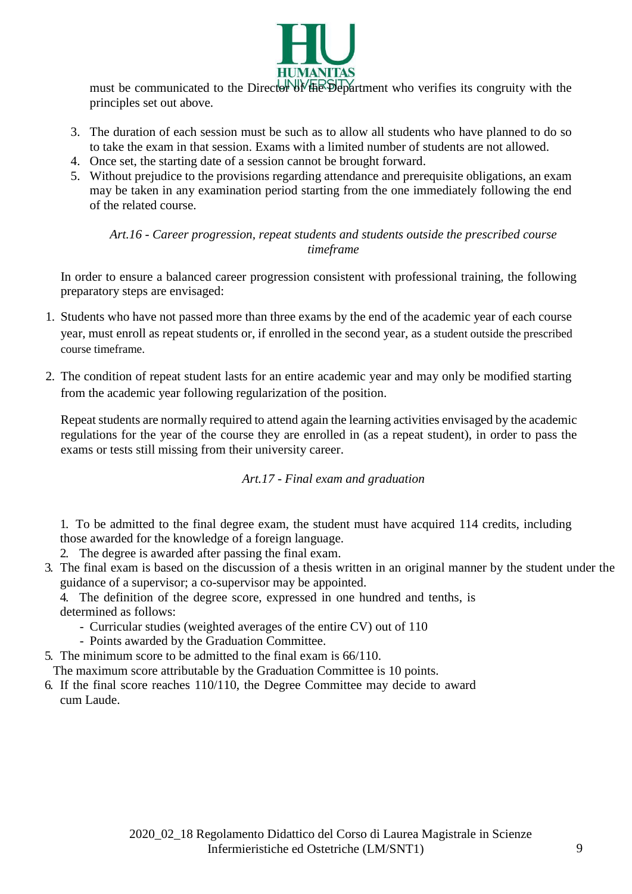must be communicated to the Director of the Department who verifies its congruity with the principles set out above.

3. The duration of each session must be such as to allow all students who have planned to do so to take the exam in that session. Exams with a limited number of students are not allowed.
4. Once set, the starting date of a session cannot be brought forward.
5. Without prejudice to the provisions regarding attendance and prerequisite obligations, an exam may be taken in any examination period starting from the one immediately following the end of the related course.

*Art.16 - Career progression, repeat students and students outside the prescribed course timeframe*

In order to ensure a balanced career progression consistent with professional training, the following preparatory steps are envisaged:

1. Students who have not passed more than three exams by the end of the academic year of each course year, must enroll as repeat students or, if enrolled in the second year, as a student outside the prescribed course timeframe.

2. The condition of repeat student lasts for an entire academic year and may only be modified starting from the academic year following regularization of the position.

Repeat students are normally required to attend again the learning activities envisaged by the academic regulations for the year of the course they are enrolled in (as a repeat student), in order to pass the exams or tests still missing from their university career.

*Art.17 - Final exam and graduation*

1. To be admitted to the final degree exam, the student must have acquired 114 credits, including those awarded for the knowledge of a foreign language.
2. The degree is awarded after passing the final exam.
3. The final exam is based on the discussion of a thesis written in an original manner by the student under the guidance of a supervisor; a co-supervisor may be appointed.
4. The definition of the degree score, expressed in one hundred and tenths, is determined as follows:
   - Curricular studies (weighted averages of the entire CV) out of 110
   - Points awarded by the Graduation Committee.
5. The minimum score to be admitted to the final exam is 66/110.
   The maximum score attributable by the Degree Committee is 10 points.
6. If the final score reaches 110/110, the Degree Committee may decide to award cum Laude.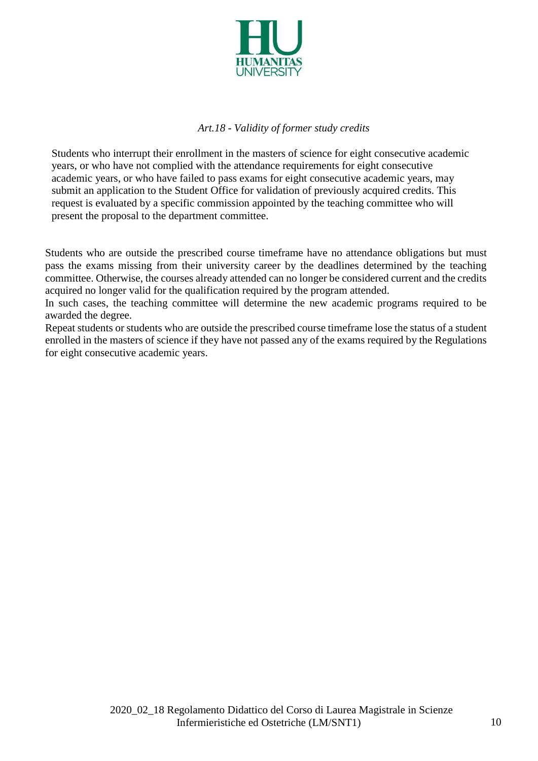### *Art.18 - Validity of former study credits*

Students who interrupt their enrollment in the masters of science for eight consecutive academic years, or who have not complied with the attendance requirements for eight consecutive academic years, or who have failed to pass exams for eight consecutive academic years, may submit an application to the Student Office for validation of previously acquired credits. This request is evaluated by a specific commission appointed by the teaching committee who will present the proposal to the department committee.

Students who are outside the prescribed course timeframe have no attendance obligations but must pass the exams missing from their university career by the deadlines determined by the teaching committee. Otherwise, the courses already attended can no longer be considered current and the credits acquired no longer valid for the qualification required by the program attended.

In such cases, the teaching committee will determine the new academic programs required to be awarded the degree.

Repeat students or students who are outside the prescribed course timeframe lose the status of a student enrolled in the masters of science if they have not passed any of the exams required by the Regulations for eight consecutive academic years.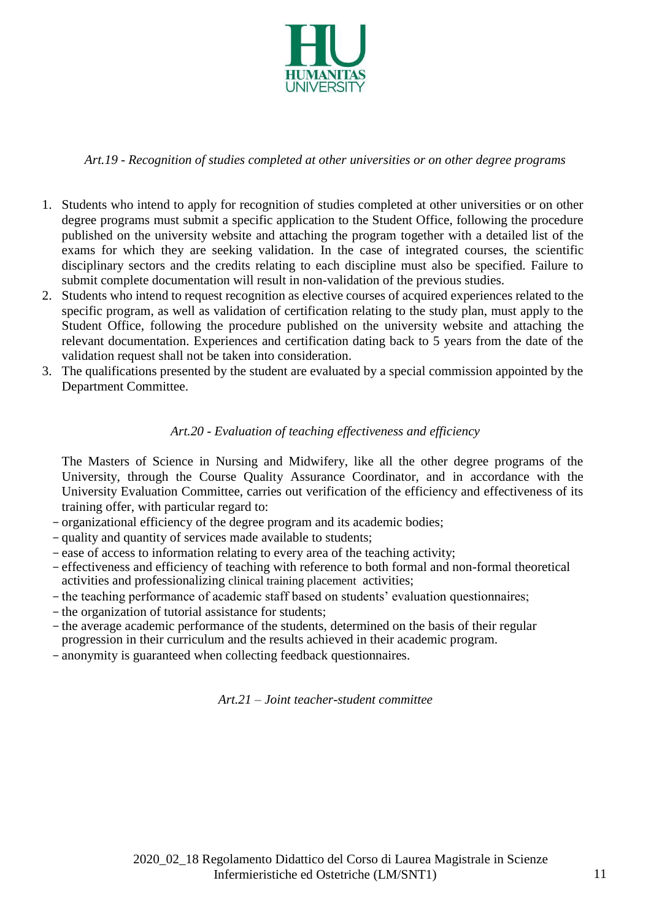*Art.19 - Recognition of studies completed at other universities or on other degree programs*

1. Students who intend to apply for recognition of studies completed at other universities or on other degree programs must submit a specific application to the Student Office, following the procedure published on the university website and attaching the program together with a detailed list of the exams for which they are seeking validation. In the case of integrated courses, the scientific disciplinary sectors and the credits relating to each discipline must also be specified. Failure to submit complete documentation will result in non-validation of the previous studies.
2. Students who intend to request recognition as elective courses of acquired experiences related to the specific program, as well as validation of certification relating to the study plan, must apply to the Student Office, following the procedure published on the university website and attaching the relevant documentation. Experiences and certification dating back to 5 years from the date of the validation request shall not be taken into consideration.
3. The qualifications presented by the student are evaluated by a special commission appointed by the Department Committee.

*Art.20 - Evaluation of teaching effectiveness and efficiency*

The Masters of Science in Nursing and Midwifery, like all the other degree programs of the University, through the Course Quality Assurance Coordinator, and in accordance with the University Evaluation Committee, carries out verification of the efficiency and effectiveness of its training offer, with particular regard to:

- organizational efficiency of the degree program and its academic bodies;
- quality and quantity of services made available to students;
- ease of access to information relating to every area of the teaching activity;
- effectiveness and efficiency of teaching with reference to both formal and non-formal theoretical activities and professionalizing clinical training placement activities;
- the teaching performance of academic staff based on students' evaluation questionnaires;
- the organization of tutorial assistance for students;
- the average academic performance of the students, determined on the basis of their regular progression in their curriculum and the results achieved in their academic program.
- anonymity is guaranteed when collecting feedback questionnaires.

*Art.21 – Joint teacher-student committee*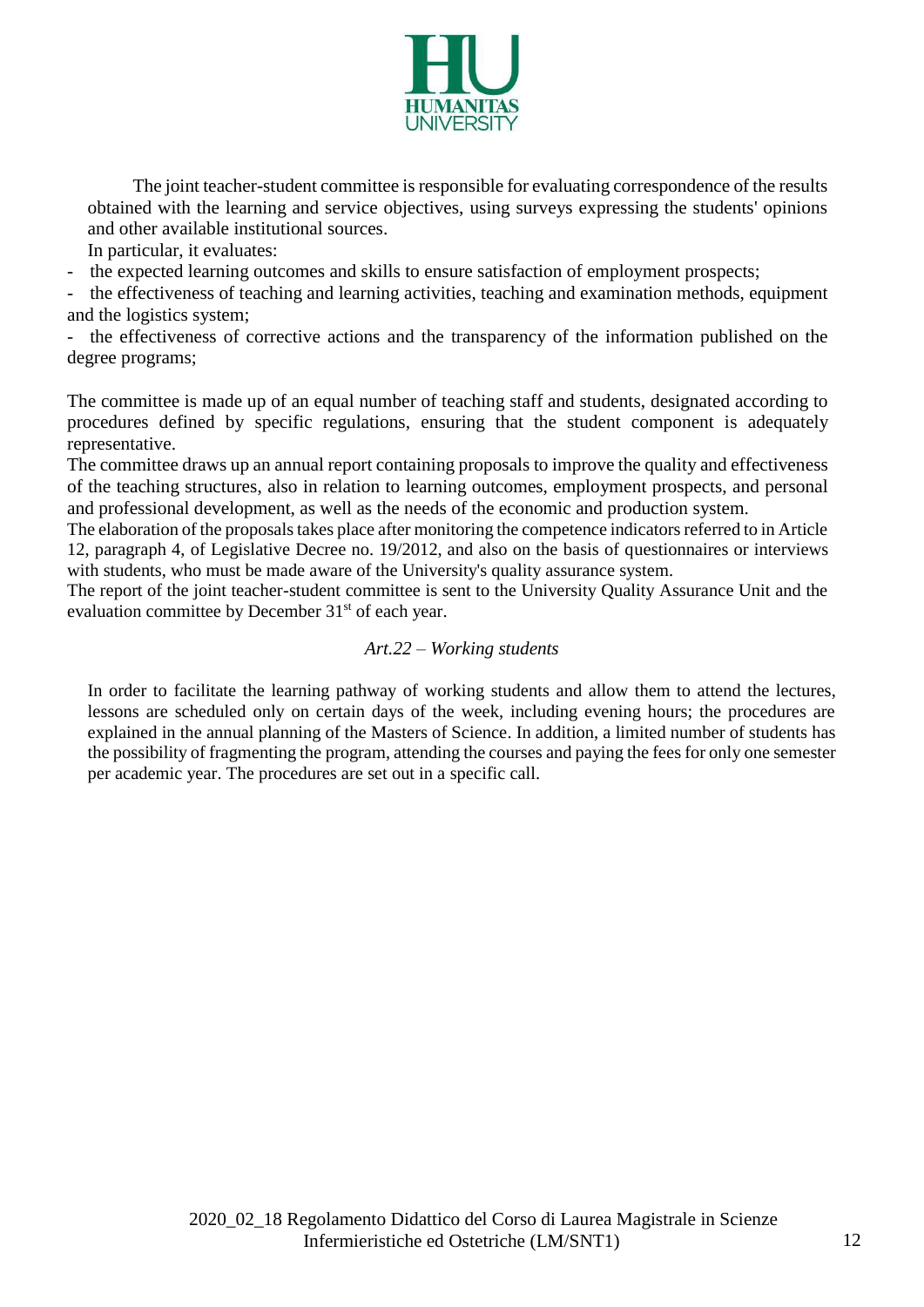The joint teacher-student committee is responsible for evaluating correspondence of the results obtained with the learning and service objectives, using surveys expressing the students' opinions and other available institutional sources.

In particular, it evaluates:

- the expected learning outcomes and skills to ensure satisfaction of employment prospects;
- the effectiveness of teaching and learning activities, teaching and examination methods, equipment and the logistics system;
- the effectiveness of corrective actions and the transparency of the information published on the degree programs;

The committee is made up of an equal number of teaching staff and students, designated according to procedures defined by specific regulations, ensuring that the student component is adequately representative.

The committee draws up an annual report containing proposals to improve the quality and effectiveness of the teaching structures, also in relation to learning outcomes, employment prospects, and personal and professional development, as well as the needs of the economic and production system.

The elaboration of the proposals takes place after monitoring the competence indicators referred to in Article 12, paragraph 4, of Legislative Decree no. 19/2012, and also on the basis of questionnaires or interviews with students, who must be made aware of the University's quality assurance system.

The report of the joint teacher-student committee is sent to the University Quality Assurance Unit and the evaluation committee by December 31st of each year.

### *Art.22 – Working students*

In order to facilitate the learning pathway of working students and allow them to attend the lectures, lessons are scheduled only on certain days of the week, including evening hours; the procedures are explained in the annual planning of the Masters of Science. In addition, a limited number of students has the possibility of fragmenting the program, attending the courses and paying the fees for only one semester per academic year. The procedures are set out in a specific call.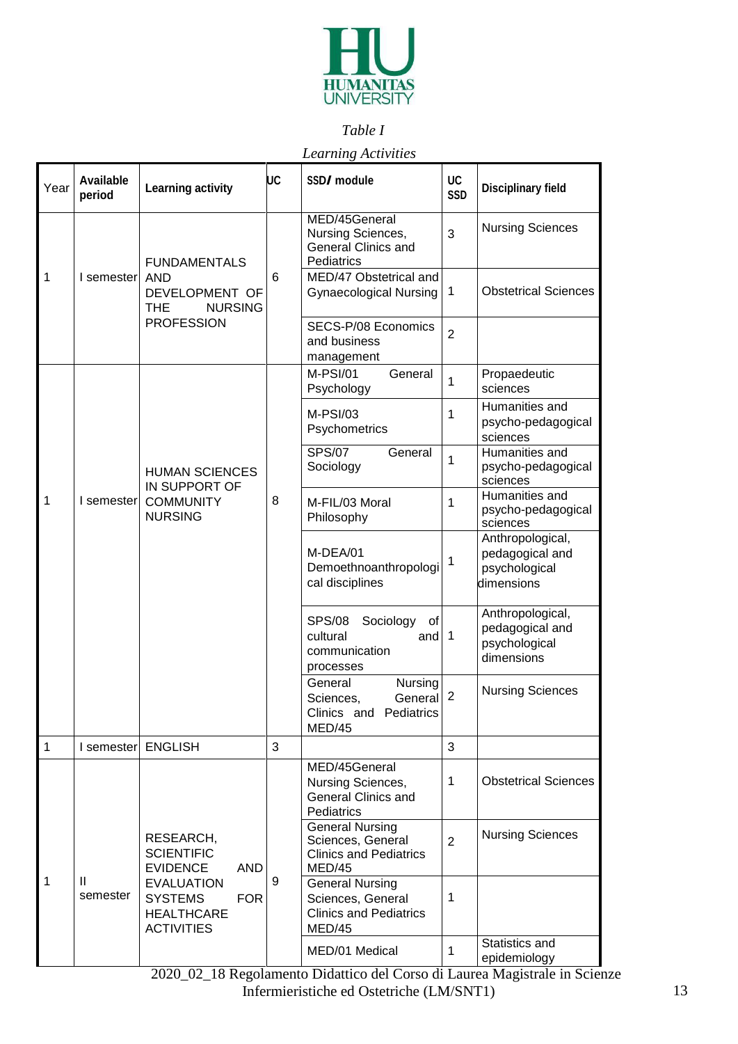*Table I*

*Learning Activities*

| Year | Available period | Learning activity | UC | SSD/ module | UC SSD | Disciplinary field |
|---|---|---|---|---|---|---|
| 1 | I semester | FUNDAMENTALS AND DEVELOPMENT OF THE NURSING PROFESSION | 6 | MED/45General Nursing Sciences, General Clinics and Pediatrics | 3 | Nursing Sciences |
| | | | | MED/47 Obstetrical and Gynaecological Nursing | 1 | Obstetrical Sciences |
| | | | | SECS-P/08 Economics and business management | 2 | |
| 1 | I semester | HUMAN SCIENCES IN SUPPORT OF COMMUNITY NURSING | 8 | M-PSI/01 General Psychology | 1 | Propaedeutic sciences |
| | | | | M-PSI/03 Psychometrics | 1 | Humanities and psycho-pedagogical sciences |
| | | | | SPS/07 General Sociology | 1 | Humanities and psycho-pedagogical sciences |
| | | | | M-FIL/03 Moral Philosophy | 1 | Humanities and psycho-pedagogical sciences |
| | | | | M-DEA/01 Demoethnoanthropological disciplines | 1 | Anthropological, pedagogical and psychological dimensions |
| | | | | SPS/08 Sociology of cultural and communication processes | 1 | Anthropological, pedagogical and psychological dimensions |
| | | | | General Nursing Sciences, General Clinics and Pediatrics MED/45 | 2 | Nursing Sciences |
| 1 | I semester | ENGLISH | 3 | | 3 | |
| 1 | II semester | RESEARCH, SCIENTIFIC EVIDENCE AND EVALUATION SYSTEMS FOR HEALTHCARE ACTIVITIES | 9 | MED/45General Nursing Sciences, General Clinics and Pediatrics | 1 | Obstetrical Sciences |
| | | | | General Nursing Sciences, General Clinics and Pediatrics MED/45 | 2 | Nursing Sciences |
| | | | | General Nursing Sciences, General Clinics and Pediatrics MED/45 | 1 | |
| | | | | MED/01 Medical | 1 | Statistics and epidemiology |

2020_02_18 Regolamento Didattico del Corso di Laurea Magistrale in Scienze Infermieristiche ed Ostetriche (LM/SNT1)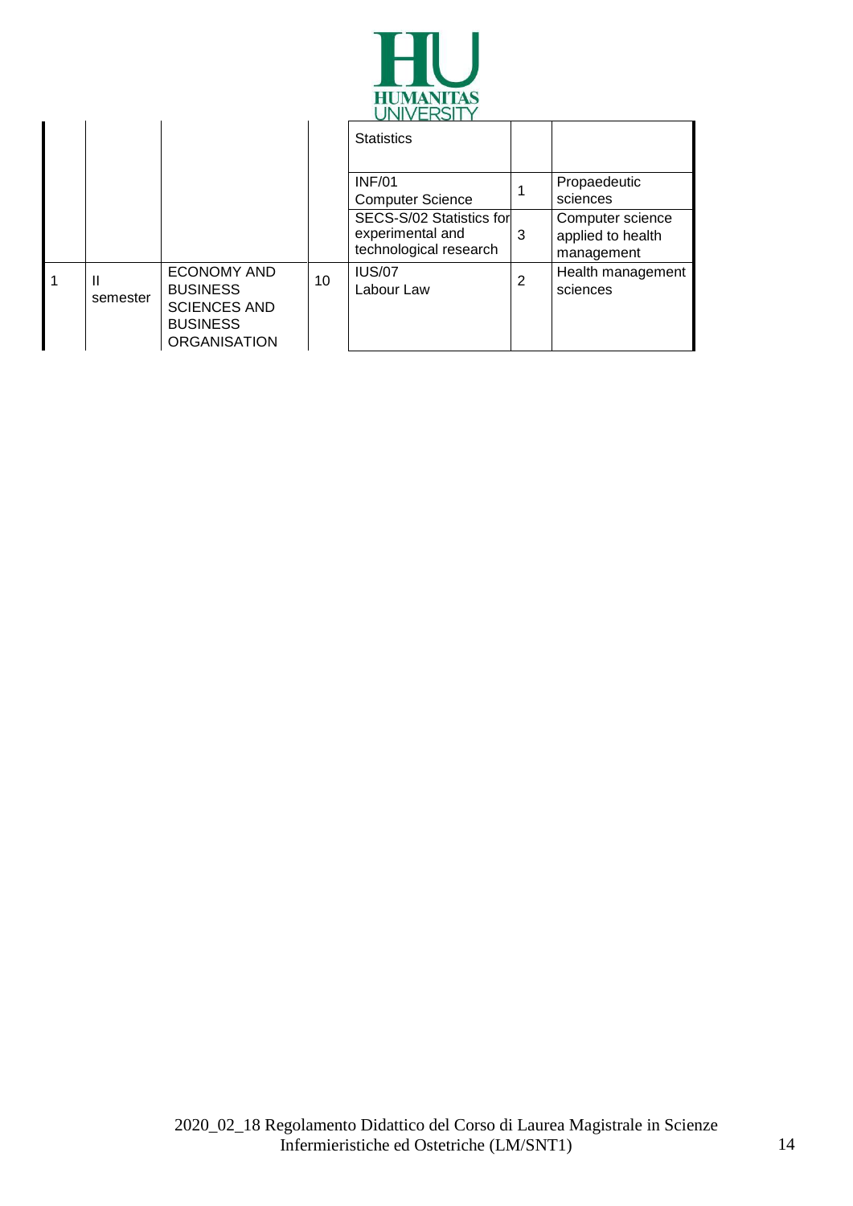| | | | | Statistics | | |
|---|---|---|---|---|---|---|
| | | | | INF/01 Computer Science | 1 | Propaedeutic sciences |
| | | | | SECS-S/02 Statistics for experimental and technological research | 3 | Computer science applied to health management |
| 1 | II semester | ECONOMY AND BUSINESS SCIENCES AND BUSINESS ORGANISATION | 10 | IUS/07 Labour Law | 2 | Health management sciences |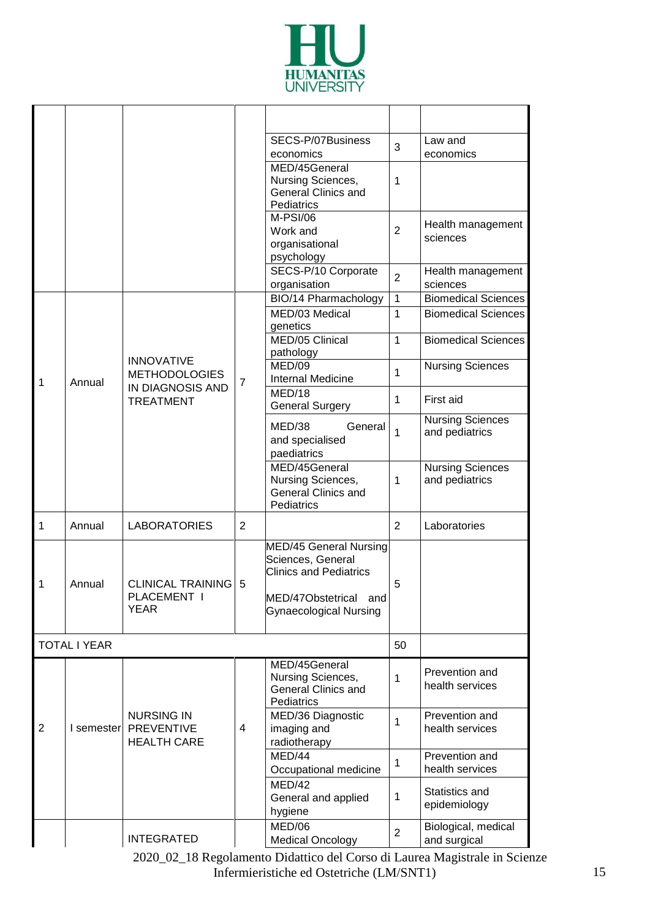| | | | | | | |
|---|---|---|---|---|---|---|
| | | | | | | |
| | | | | SECS-P/07Business economics | 3 | Law and economics |
| | | | | MED/45General Nursing Sciences, General Clinics and Pediatrics | 1 | |
| | | | | M-PSI/06 Work and organisational psychology | 2 | Health management sciences |
| | | | | SECS-P/10 Corporate organisation | 2 | Health management sciences |
| 1 | Annual | INNOVATIVE METHODOLOGIES IN DIAGNOSIS AND TREATMENT | 7 | BIO/14 Pharmachology | 1 | Biomedical Sciences |
| | | | | MED/03 Medical genetics | 1 | Biomedical Sciences |
| | | | | MED/05 Clinical pathology | 1 | Biomedical Sciences |
| | | | | MED/09 Internal Medicine | 1 | Nursing Sciences |
| | | | | MED/18 General Surgery | 1 | First aid |
| | | | | MED/38 General and specialised paediatrics | 1 | Nursing Sciences and pediatrics |
| | | | | MED/45General Nursing Sciences, General Clinics and Pediatrics | 1 | Nursing Sciences and pediatrics |
| 1 | Annual | LABORATORIES | 2 | | 2 | Laboratories |
| 1 | Annual | CLINICAL TRAINING PLACEMENT I YEAR | 5 | MED/45 General Nursing Sciences, General Clinics and Pediatrics<br><br>MED/47Obstetrical and Gynaecological Nursing | 5 | |
| TOTAL I YEAR | | | | | 50 | |
| 2 | I semester | NURSING IN PREVENTIVE HEALTH CARE | 4 | MED/45General Nursing Sciences, General Clinics and Pediatrics | 1 | Prevention and health services |
| | | | | MED/36 Diagnostic imaging and radiotherapy | 1 | Prevention and health services |
| | | | | MED/44 Occupational medicine | 1 | Prevention and health services |
| | | | | MED/42 General and applied hygiene | 1 | Statistics and epidemiology |
| | | INTEGRATED | | MED/06 Medical Oncology | 2 | Biological, medical and surgical |

2020_02_18 Regolamento Didattico del Corso di Laurea Magistrale in Scienze Infermieristiche ed Ostetriche (LM/SNT1)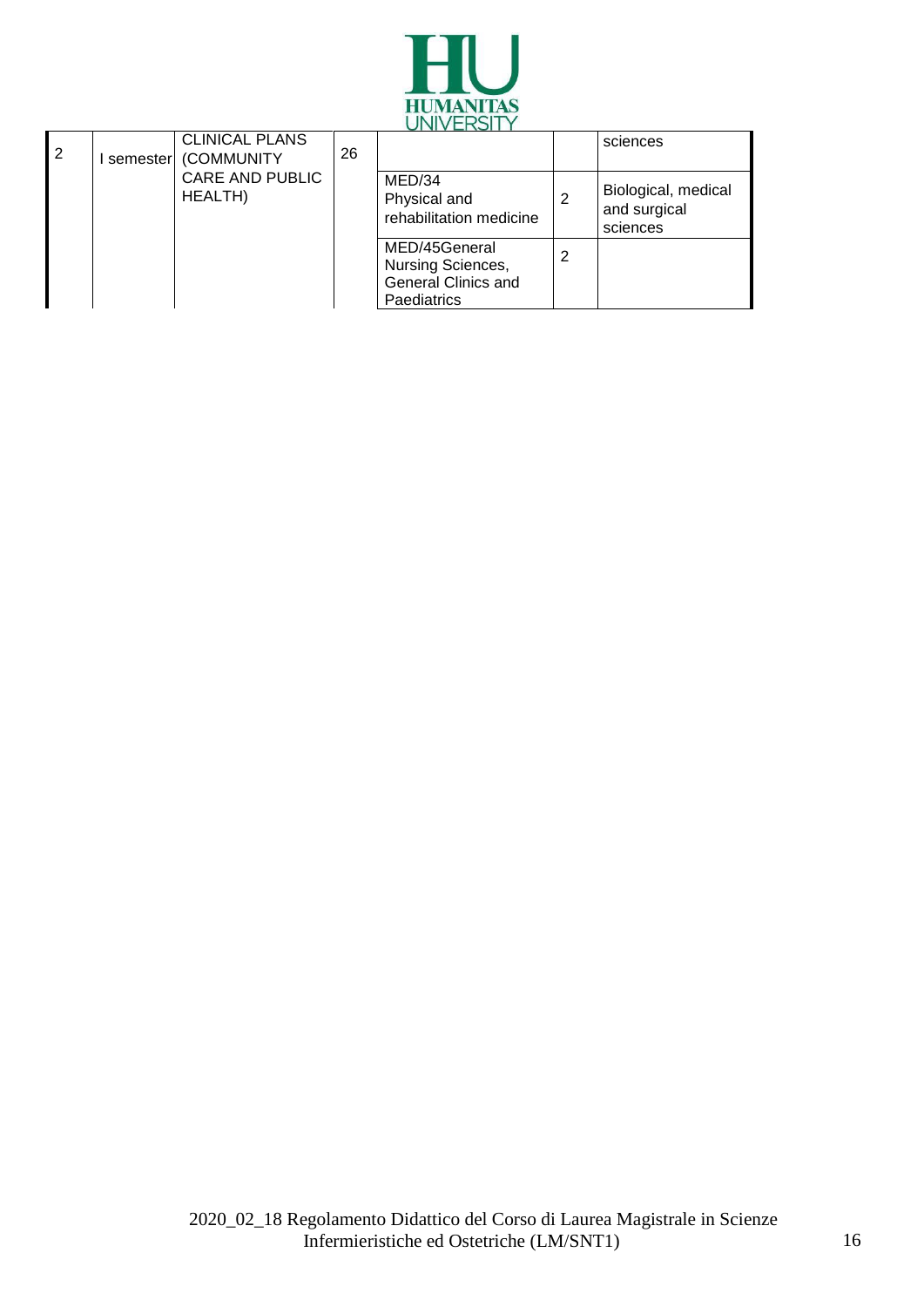| 2 | I semester | CLINICAL PLANS (COMMUNITY CARE AND PUBLIC HEALTH) | 26 | | | sciences |
|---|---|---|---|---|---|---|
| | | | | MED/34 Physical and rehabilitation medicine | 2 | Biological, medical and surgical sciences |
| | | | | MED/45General Nursing Sciences, General Clinics and Paediatrics | 2 | |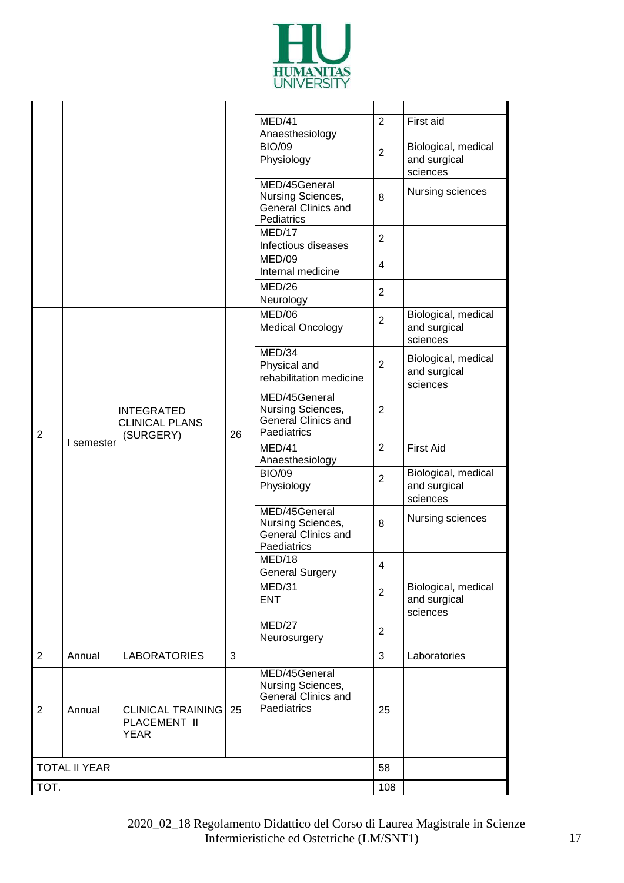|  |  |  |  |  |  |  |
|---|---|---|---|---|---|---|
|  |  |  |  | MED/41 Anaesthesiology | 2 | First aid |
|  |  |  |  | BIO/09 Physiology | 2 | Biological, medical and surgical sciences |
|  |  |  |  | MED/45General Nursing Sciences, General Clinics and Pediatrics | 8 | Nursing sciences |
|  |  |  |  | MED/17 Infectious diseases | 2 |  |
|  |  |  |  | MED/09 Internal medicine | 4 |  |
|  |  |  |  | MED/26 Neurology | 2 |  |
| 2 | I semester | INTEGRATED CLINICAL PLANS (SURGERY) | 26 | MED/06 Medical Oncology | 2 | Biological, medical and surgical sciences |
|  |  |  |  | MED/34 Physical and rehabilitation medicine | 2 | Biological, medical and surgical sciences |
|  |  |  |  | MED/45General Nursing Sciences, General Clinics and Paediatrics | 2 |  |
|  |  |  |  | MED/41 Anaesthesiology | 2 | First Aid |
|  |  |  |  | BIO/09 Physiology | 2 | Biological, medical and surgical sciences |
|  |  |  |  | MED/45General Nursing Sciences, General Clinics and Paediatrics | 8 | Nursing sciences |
|  |  |  |  | MED/18 General Surgery | 4 |  |
|  |  |  |  | MED/31 ENT | 2 | Biological, medical and surgical sciences |
|  |  |  |  | MED/27 Neurosurgery | 2 |  |
| 2 | Annual | LABORATORIES | 3 |  | 3 | Laboratories |
| 2 | Annual | CLINICAL TRAINING PLACEMENT II YEAR | 25 | MED/45General Nursing Sciences, General Clinics and Paediatrics | 25 |  |
| TOTAL II YEAR |  |  |  |  | 58 |  |
| TOT. |  |  |  |  | 108 |  |

2020_02_18 Regolamento Didattico del Corso di Laurea Magistrale in Scienze Infermieristiche ed Ostetriche (LM/SNT1)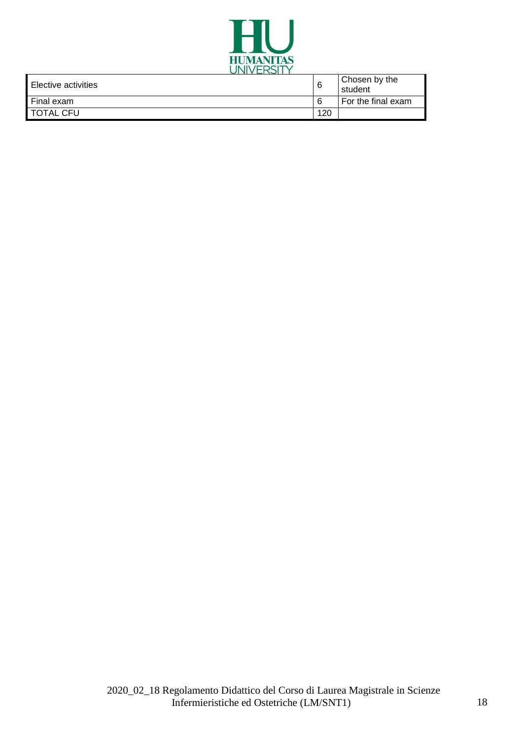| | | |
|---|---|---|
| Elective activities | 6 | Chosen by the student |
| Final exam | 6 | For the final exam |
| TOTAL CFU | 120 | |